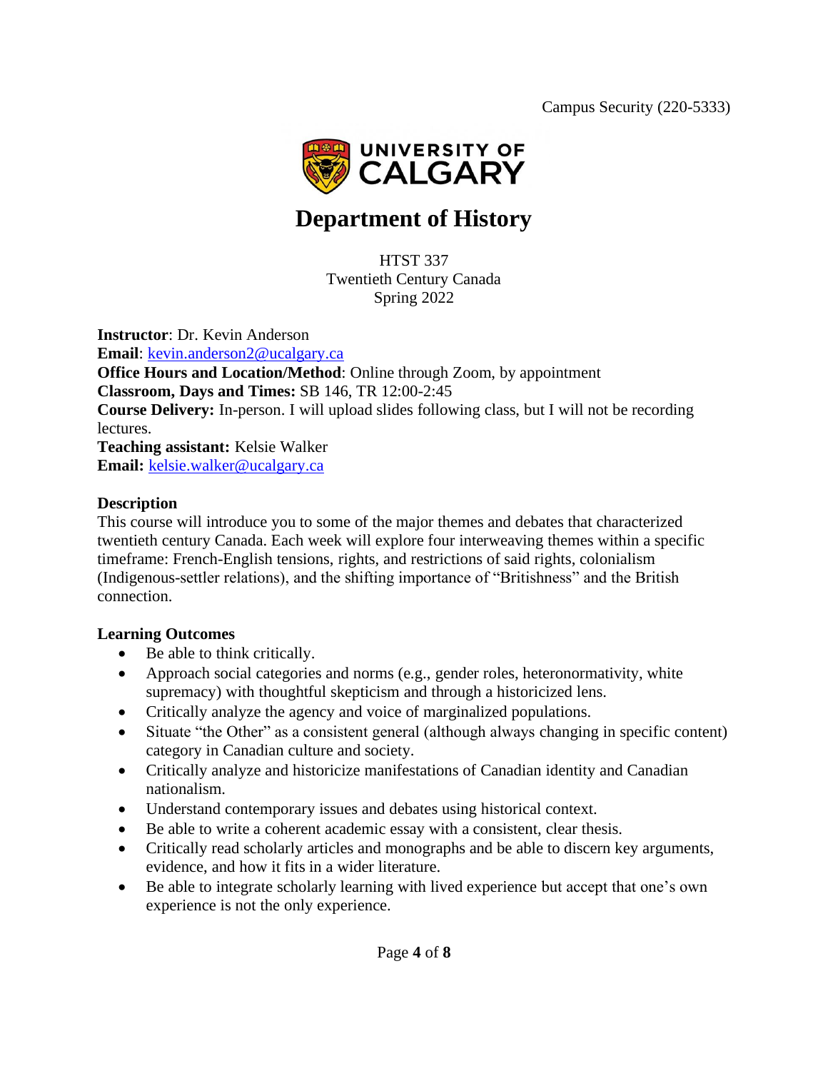Campus Security (220-5333)

# Department of History

HTST 337
Twentieth Century Canada
Spring 2022

**Instructor**: Dr. Kevin Anderson
**Email**: kevin.anderson2@ucalgary.ca
**Office Hours and Location/Method**: Online through Zoom, by appointment
**Classroom, Days and Times:** SB 146, TR 12:00-2:45
**Course Delivery:** In-person. I will upload slides following class, but I will not be recording lectures.
**Teaching assistant:** Kelsie Walker
**Email:** kelsie.walker@ucalgary.ca

## Description

This course will introduce you to some of the major themes and debates that characterized twentieth century Canada. Each week will explore four interweaving themes within a specific timeframe: French-English tensions, rights, and restrictions of said rights, colonialism (Indigenous-settler relations), and the shifting importance of "Britishness" and the British connection.

## Learning Outcomes

- Be able to think critically.
- Approach social categories and norms (e.g., gender roles, heteronormativity, white supremacy) with thoughtful skepticism and through a historicized lens.
- Critically analyze the agency and voice of marginalized populations.
- Situate "the Other" as a consistent general (although always changing in specific content) category in Canadian culture and society.
- Critically analyze and historicize manifestations of Canadian identity and Canadian nationalism.
- Understand contemporary issues and debates using historical context.
- Be able to write a coherent academic essay with a consistent, clear thesis.
- Critically read scholarly articles and monographs and be able to discern key arguments, evidence, and how it fits in a wider literature.
- Be able to integrate scholarly learning with lived experience but accept that one's own experience is not the only experience.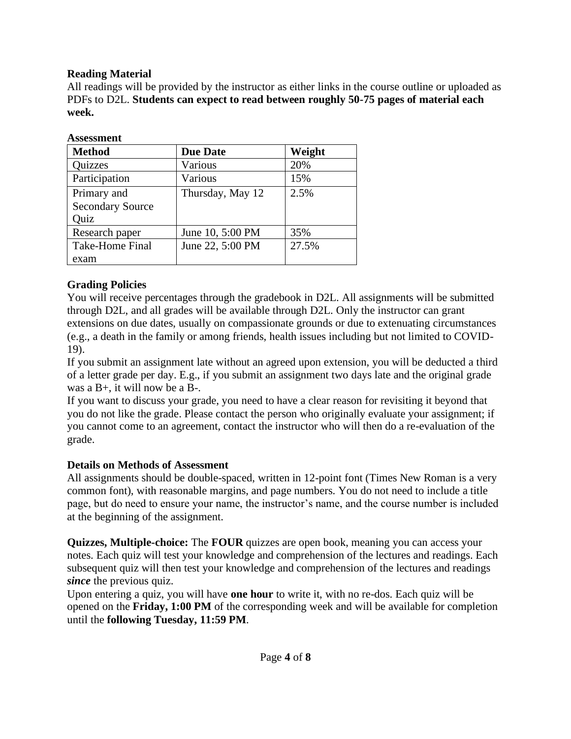**Reading Material**

All readings will be provided by the instructor as either links in the course outline or uploaded as PDFs to D2L. **Students can expect to read between roughly 50-75 pages of material each week.**

**Assessment**

| **Method** | **Due Date** | **Weight** |
|---|---|---|
| Quizzes | Various | 20% |
| Participation | Various | 15% |
| Primary and Secondary Source Quiz | Thursday, May 12 | 2.5% |
| Research paper | June 10, 5:00 PM | 35% |
| Take-Home Final exam | June 22, 5:00 PM | 27.5% |

**Grading Policies**

You will receive percentages through the gradebook in D2L. All assignments will be submitted through D2L, and all grades will be available through D2L. Only the instructor can grant extensions on due dates, usually on compassionate grounds or due to extenuating circumstances (e.g., a death in the family or among friends, health issues including but not limited to COVID-19).

If you submit an assignment late without an agreed upon extension, you will be deducted a third of a letter grade per day. E.g., if you submit an assignment two days late and the original grade was a B+, it will now be a B-.

If you want to discuss your grade, you need to have a clear reason for revisiting it beyond that you do not like the grade. Please contact the person who originally evaluate your assignment; if you cannot come to an agreement, contact the instructor who will then do a re-evaluation of the grade.

**Details on Methods of Assessment**

All assignments should be double-spaced, written in 12-point font (Times New Roman is a very common font), with reasonable margins, and page numbers. You do not need to include a title page, but do need to ensure your name, the instructor's name, and the course number is included at the beginning of the assignment.

**Quizzes, Multiple-choice:** The **FOUR** quizzes are open book, meaning you can access your notes. Each quiz will test your knowledge and comprehension of the lectures and readings. Each subsequent quiz will then test your knowledge and comprehension of the lectures and readings ***since*** the previous quiz.

Upon entering a quiz, you will have **one hour** to write it, with no re-dos. Each quiz will be opened on the **Friday, 1:00 PM** of the corresponding week and will be available for completion until the **following Tuesday, 11:59 PM**.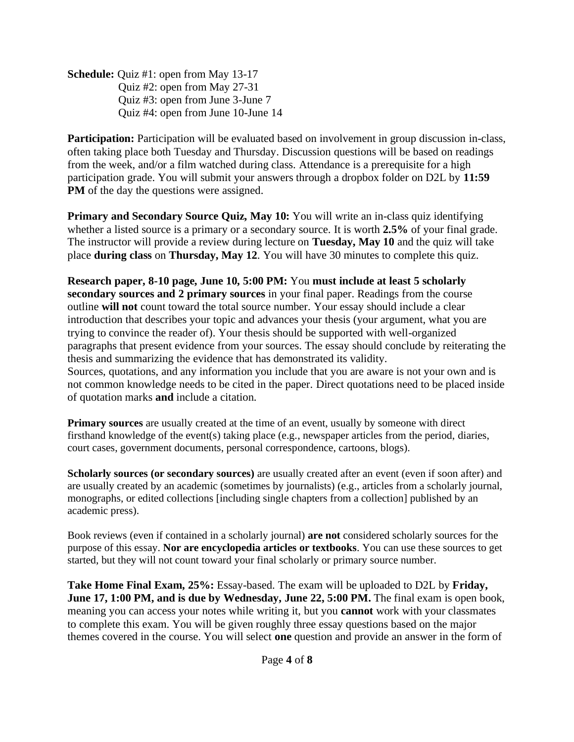**Schedule:** Quiz #1: open from May 13-17
Quiz #2: open from May 27-31
Quiz #3: open from June 3-June 7
Quiz #4: open from June 10-June 14

**Participation:** Participation will be evaluated based on involvement in group discussion in-class, often taking place both Tuesday and Thursday. Discussion questions will be based on readings from the week, and/or a film watched during class. Attendance is a prerequisite for a high participation grade. You will submit your answers through a dropbox folder on D2L by **11:59 PM** of the day the questions were assigned.

**Primary and Secondary Source Quiz, May 10:** You will write an in-class quiz identifying whether a listed source is a primary or a secondary source. It is worth **2.5%** of your final grade. The instructor will provide a review during lecture on **Tuesday, May 10** and the quiz will take place **during class** on **Thursday, May 12**. You will have 30 minutes to complete this quiz.

**Research paper, 8-10 page, June 10, 5:00 PM:** You **must include at least 5 scholarly secondary sources and 2 primary sources** in your final paper. Readings from the course outline **will not** count toward the total source number. Your essay should include a clear introduction that describes your topic and advances your thesis (your argument, what you are trying to convince the reader of). Your thesis should be supported with well-organized paragraphs that present evidence from your sources. The essay should conclude by reiterating the thesis and summarizing the evidence that has demonstrated its validity.
Sources, quotations, and any information you include that you are aware is not your own and is not common knowledge needs to be cited in the paper. Direct quotations need to be placed inside of quotation marks **and** include a citation.

**Primary sources** are usually created at the time of an event, usually by someone with direct firsthand knowledge of the event(s) taking place (e.g., newspaper articles from the period, diaries, court cases, government documents, personal correspondence, cartoons, blogs).

**Scholarly sources (or secondary sources)** are usually created after an event (even if soon after) and are usually created by an academic (sometimes by journalists) (e.g., articles from a scholarly journal, monographs, or edited collections [including single chapters from a collection] published by an academic press).

Book reviews (even if contained in a scholarly journal) **are not** considered scholarly sources for the purpose of this essay. **Nor are encyclopedia articles or textbooks**. You can use these sources to get started, but they will not count toward your final scholarly or primary source number.

**Take Home Final Exam, 25%:** Essay-based. The exam will be uploaded to D2L by **Friday, June 17, 1:00 PM, and is due by Wednesday, June 22, 5:00 PM.** The final exam is open book, meaning you can access your notes while writing it, but you **cannot** work with your classmates to complete this exam. You will be given roughly three essay questions based on the major themes covered in the course. You will select **one** question and provide an answer in the form of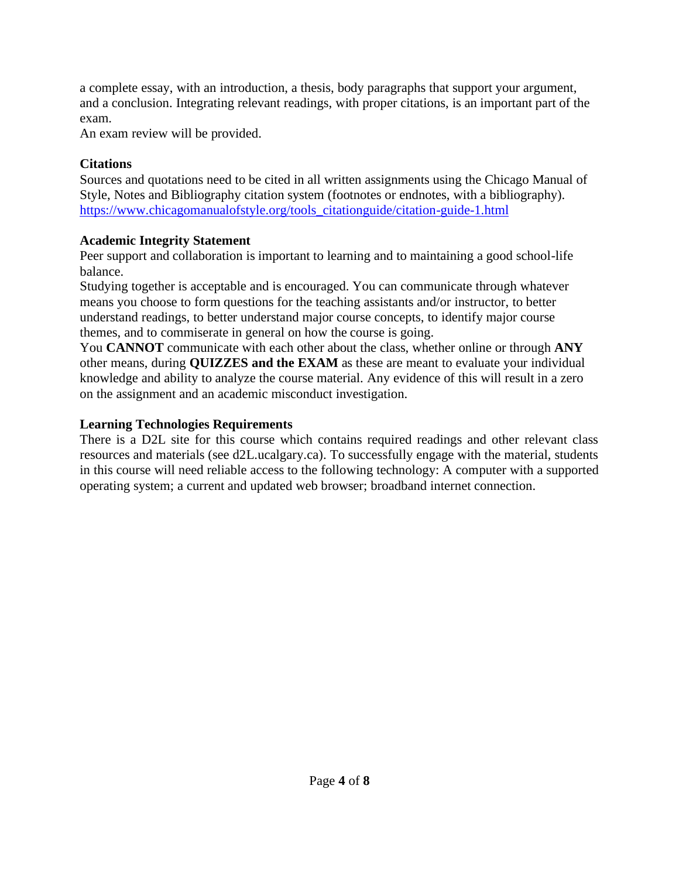a complete essay, with an introduction, a thesis, body paragraphs that support your argument, and a conclusion. Integrating relevant readings, with proper citations, is an important part of the exam.

An exam review will be provided.

### Citations

Sources and quotations need to be cited in all written assignments using the Chicago Manual of Style, Notes and Bibliography citation system (footnotes or endnotes, with a bibliography). [https://www.chicagomanualofstyle.org/tools_citationguide/citation-guide-1.html](https://www.chicagomanualofstyle.org/tools_citationguide/citation-guide-1.html)

### Academic Integrity Statement

Peer support and collaboration is important to learning and to maintaining a good school-life balance.

Studying together is acceptable and is encouraged. You can communicate through whatever means you choose to form questions for the teaching assistants and/or instructor, to better understand readings, to better understand major course concepts, to identify major course themes, and to commiserate in general on how the course is going.

You **CANNOT** communicate with each other about the class, whether online or through **ANY** other means, during **QUIZZES and the EXAM** as these are meant to evaluate your individual knowledge and ability to analyze the course material. Any evidence of this will result in a zero on the assignment and an academic misconduct investigation.

### Learning Technologies Requirements

There is a D2L site for this course which contains required readings and other relevant class resources and materials (see d2L.ucalgary.ca). To successfully engage with the material, students in this course will need reliable access to the following technology: A computer with a supported operating system; a current and updated web browser; broadband internet connection.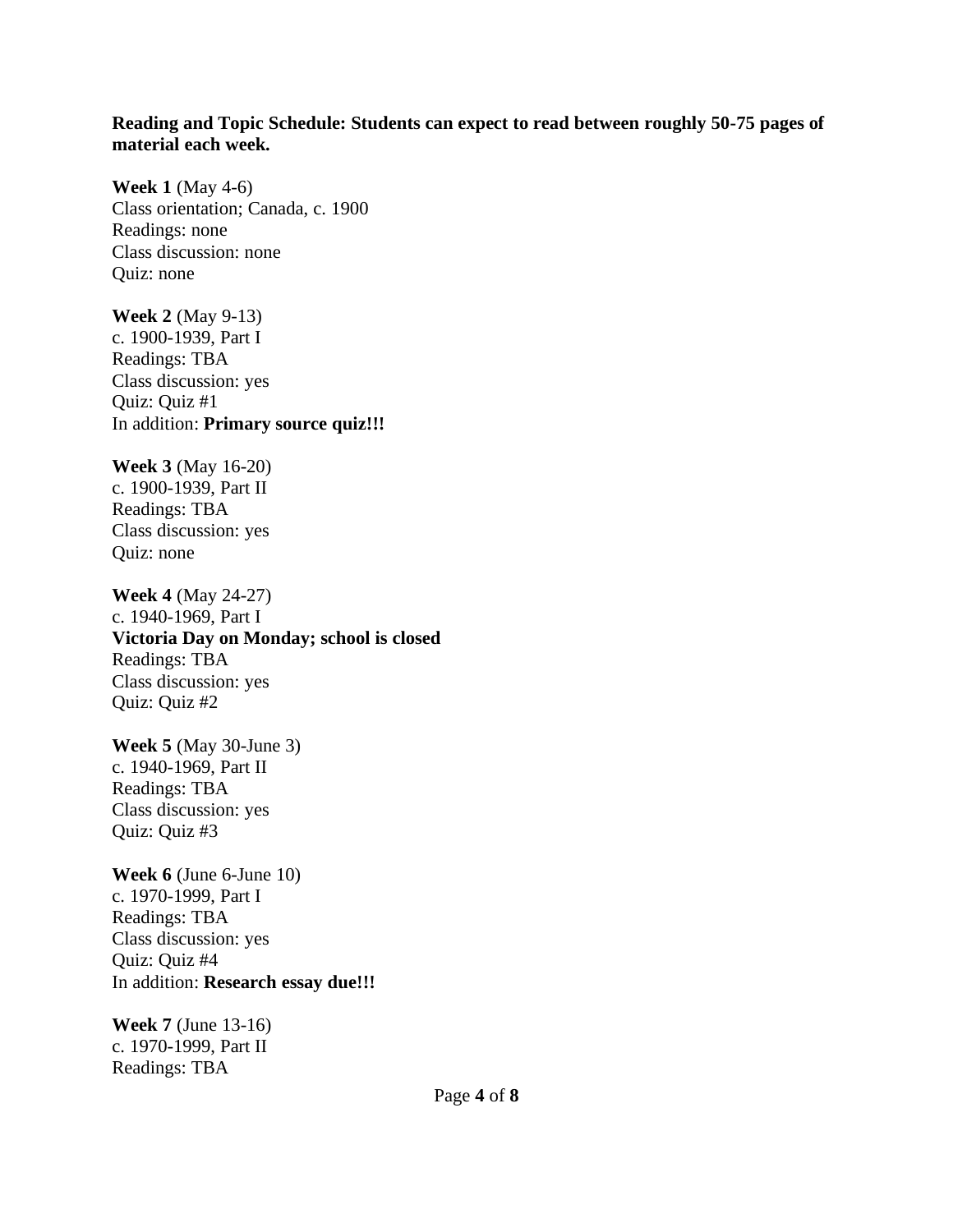**Reading and Topic Schedule: Students can expect to read between roughly 50-75 pages of material each week.**

**Week 1** (May 4-6)
Class orientation; Canada, c. 1900
Readings: none
Class discussion: none
Quiz: none

**Week 2** (May 9-13)
c. 1900-1939, Part I
Readings: TBA
Class discussion: yes
Quiz: Quiz #1
In addition: **Primary source quiz!!!**

**Week 3** (May 16-20)
c. 1900-1939, Part II
Readings: TBA
Class discussion: yes
Quiz: none

**Week 4** (May 24-27)
c. 1940-1969, Part I
**Victoria Day on Monday; school is closed**
Readings: TBA
Class discussion: yes
Quiz: Quiz #2

**Week 5** (May 30-June 3)
c. 1940-1969, Part II
Readings: TBA
Class discussion: yes
Quiz: Quiz #3

**Week 6** (June 6-June 10)
c. 1970-1999, Part I
Readings: TBA
Class discussion: yes
Quiz: Quiz #4
In addition: **Research essay due!!!**

**Week 7** (June 13-16)
c. 1970-1999, Part II
Readings: TBA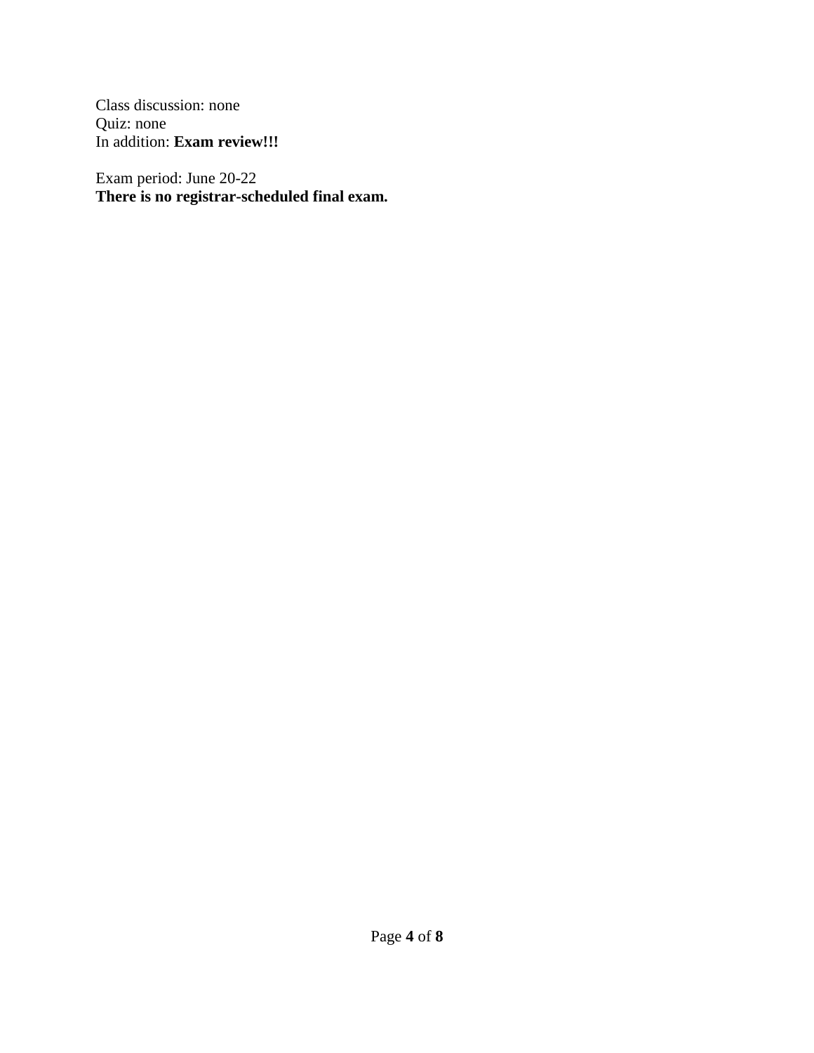Class discussion: none
Quiz: none
In addition: **Exam review!!!**

Exam period: June 20-22
**There is no registrar-scheduled final exam.**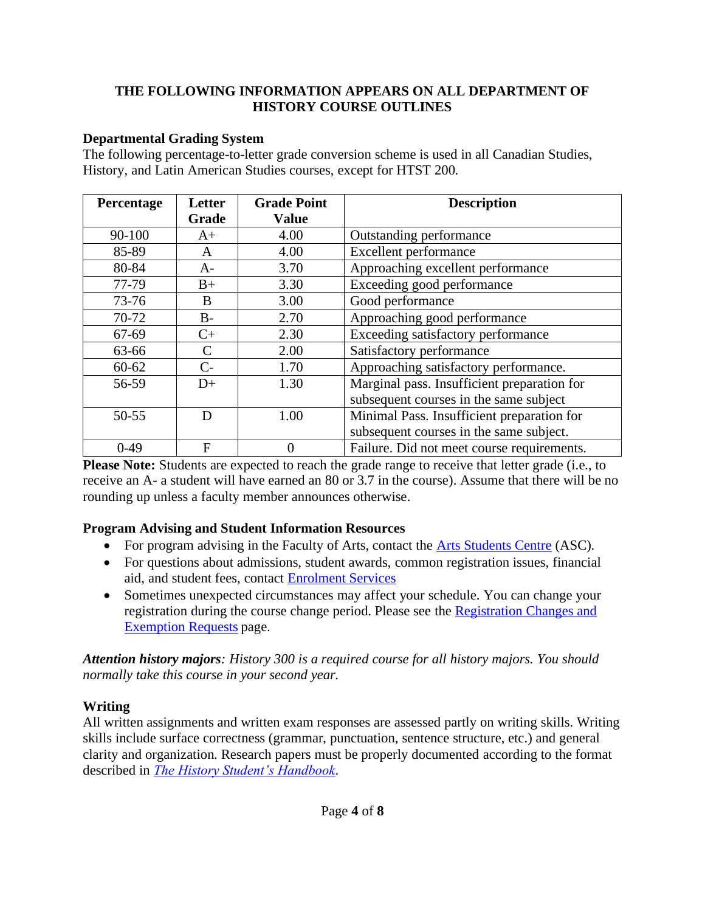**THE FOLLOWING INFORMATION APPEARS ON ALL DEPARTMENT OF HISTORY COURSE OUTLINES**

### Departmental Grading System

The following percentage-to-letter grade conversion scheme is used in all Canadian Studies, History, and Latin American Studies courses, except for HTST 200.

| Percentage | Letter Grade | Grade Point Value | Description |
|---|---|---|---|
| 90-100 | A+ | 4.00 | Outstanding performance |
| 85-89 | A | 4.00 | Excellent performance |
| 80-84 | A- | 3.70 | Approaching excellent performance |
| 77-79 | B+ | 3.30 | Exceeding good performance |
| 73-76 | B | 3.00 | Good performance |
| 70-72 | B- | 2.70 | Approaching good performance |
| 67-69 | C+ | 2.30 | Exceeding satisfactory performance |
| 63-66 | C | 2.00 | Satisfactory performance |
| 60-62 | C- | 1.70 | Approaching satisfactory performance. |
| 56-59 | D+ | 1.30 | Marginal pass. Insufficient preparation for subsequent courses in the same subject |
| 50-55 | D | 1.00 | Minimal Pass. Insufficient preparation for subsequent courses in the same subject. |
| 0-49 | F | 0 | Failure. Did not meet course requirements. |

**Please Note:** Students are expected to reach the grade range to receive that letter grade (i.e., to receive an A- a student will have earned an 80 or 3.7 in the course). Assume that there will be no rounding up unless a faculty member announces otherwise.

### Program Advising and Student Information Resources

- For program advising in the Faculty of Arts, contact the Arts Students Centre (ASC).
- For questions about admissions, student awards, common registration issues, financial aid, and student fees, contact Enrolment Services
- Sometimes unexpected circumstances may affect your schedule. You can change your registration during the course change period. Please see the Registration Changes and Exemption Requests page.

***Attention history majors****: History 300 is a required course for all history majors. You should normally take this course in your second year.*

### Writing

All written assignments and written exam responses are assessed partly on writing skills. Writing skills include surface correctness (grammar, punctuation, sentence structure, etc.) and general clarity and organization. Research papers must be properly documented according to the format described in *The History Student's Handbook*.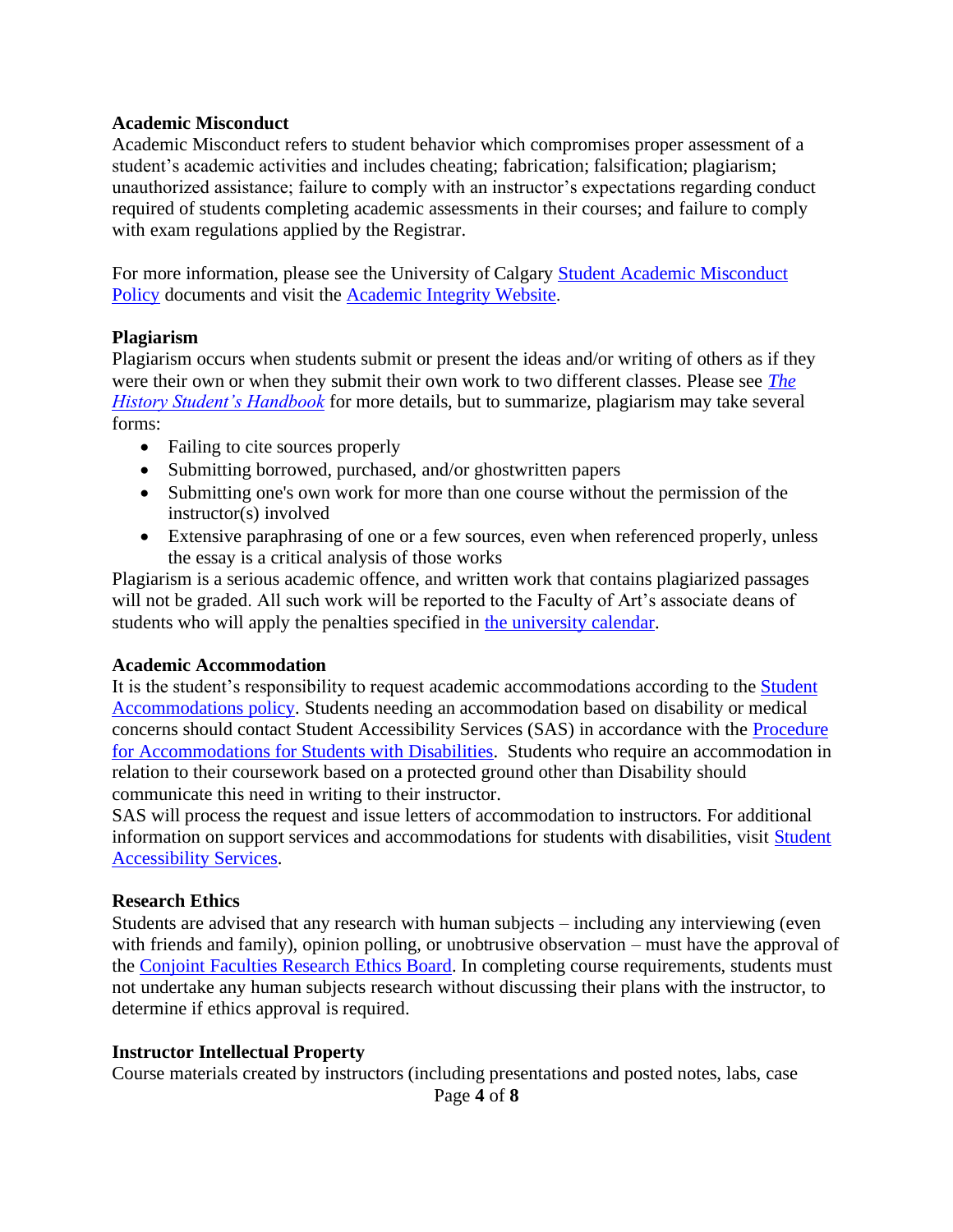**Academic Misconduct**

Academic Misconduct refers to student behavior which compromises proper assessment of a student's academic activities and includes cheating; fabrication; falsification; plagiarism; unauthorized assistance; failure to comply with an instructor's expectations regarding conduct required of students completing academic assessments in their courses; and failure to comply with exam regulations applied by the Registrar.

For more information, please see the University of Calgary Student Academic Misconduct Policy documents and visit the Academic Integrity Website.

**Plagiarism**

Plagiarism occurs when students submit or present the ideas and/or writing of others as if they were their own or when they submit their own work to two different classes. Please see *The History Student's Handbook* for more details, but to summarize, plagiarism may take several forms:

- Failing to cite sources properly
- Submitting borrowed, purchased, and/or ghostwritten papers
- Submitting one's own work for more than one course without the permission of the instructor(s) involved
- Extensive paraphrasing of one or a few sources, even when referenced properly, unless the essay is a critical analysis of those works

Plagiarism is a serious academic offence, and written work that contains plagiarized passages will not be graded. All such work will be reported to the Faculty of Art's associate deans of students who will apply the penalties specified in the university calendar.

**Academic Accommodation**

It is the student's responsibility to request academic accommodations according to the Student Accommodations policy. Students needing an accommodation based on disability or medical concerns should contact Student Accessibility Services (SAS) in accordance with the Procedure for Accommodations for Students with Disabilities. Students who require an accommodation in relation to their coursework based on a protected ground other than Disability should communicate this need in writing to their instructor.

SAS will process the request and issue letters of accommodation to instructors. For additional information on support services and accommodations for students with disabilities, visit Student Accessibility Services.

**Research Ethics**

Students are advised that any research with human subjects – including any interviewing (even with friends and family), opinion polling, or unobtrusive observation – must have the approval of the Conjoint Faculties Research Ethics Board. In completing course requirements, students must not undertake any human subjects research without discussing their plans with the instructor, to determine if ethics approval is required.

**Instructor Intellectual Property**

Course materials created by instructors (including presentations and posted notes, labs, case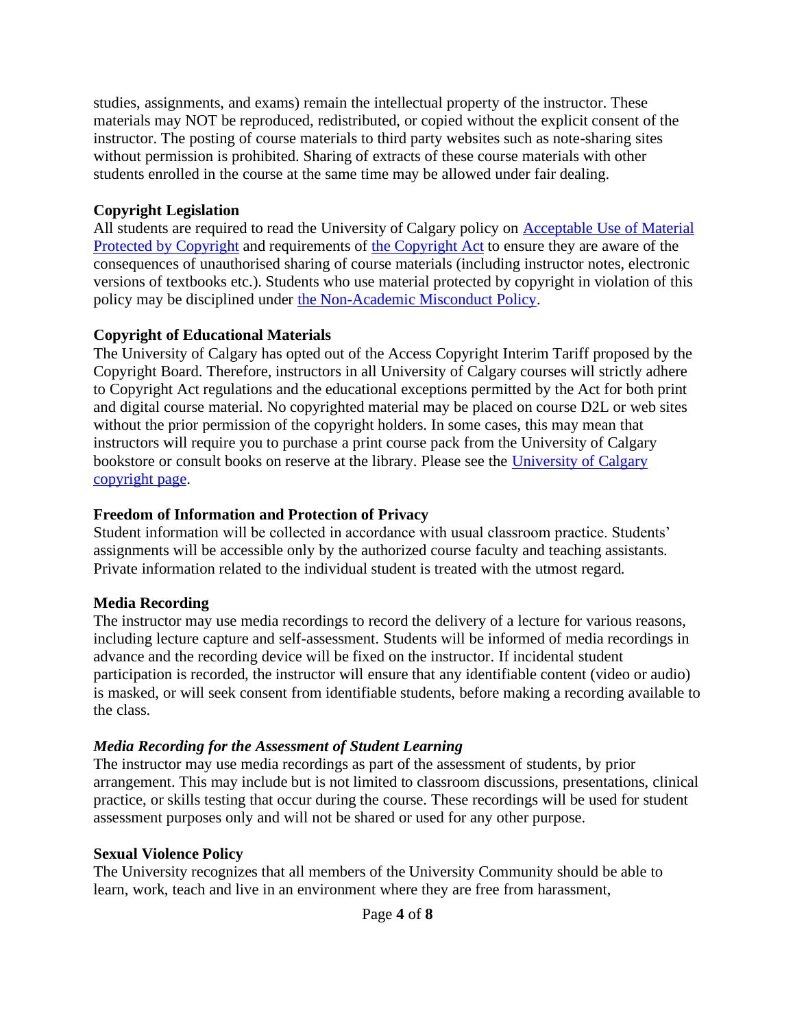studies, assignments, and exams) remain the intellectual property of the instructor. These materials may NOT be reproduced, redistributed, or copied without the explicit consent of the instructor. The posting of course materials to third party websites such as note-sharing sites without permission is prohibited. Sharing of extracts of these course materials with other students enrolled in the course at the same time may be allowed under fair dealing.

**Copyright Legislation**

All students are required to read the University of Calgary policy on [Acceptable Use of Material Protected by Copyright] and requirements of [the Copyright Act] to ensure they are aware of the consequences of unauthorised sharing of course materials (including instructor notes, electronic versions of textbooks etc.). Students who use material protected by copyright in violation of this policy may be disciplined under [the Non-Academic Misconduct Policy].

**Copyright of Educational Materials**

The University of Calgary has opted out of the Access Copyright Interim Tariff proposed by the Copyright Board. Therefore, instructors in all University of Calgary courses will strictly adhere to Copyright Act regulations and the educational exceptions permitted by the Act for both print and digital course material. No copyrighted material may be placed on course D2L or web sites without the prior permission of the copyright holders. In some cases, this may mean that instructors will require you to purchase a print course pack from the University of Calgary bookstore or consult books on reserve at the library. Please see the [University of Calgary copyright page].

**Freedom of Information and Protection of Privacy**

Student information will be collected in accordance with usual classroom practice. Students' assignments will be accessible only by the authorized course faculty and teaching assistants. Private information related to the individual student is treated with the utmost regard.

**Media Recording**

The instructor may use media recordings to record the delivery of a lecture for various reasons, including lecture capture and self-assessment. Students will be informed of media recordings in advance and the recording device will be fixed on the instructor. If incidental student participation is recorded, the instructor will ensure that any identifiable content (video or audio) is masked, or will seek consent from identifiable students, before making a recording available to the class.

***Media Recording for the Assessment of Student Learning***

The instructor may use media recordings as part of the assessment of students, by prior arrangement. This may include but is not limited to classroom discussions, presentations, clinical practice, or skills testing that occur during the course. These recordings will be used for student assessment purposes only and will not be shared or used for any other purpose.

**Sexual Violence Policy**

The University recognizes that all members of the University Community should be able to learn, work, teach and live in an environment where they are free from harassment,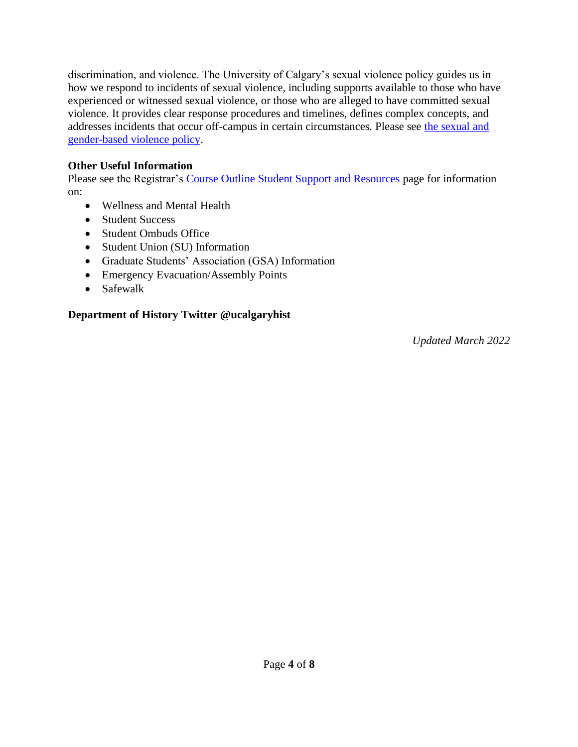discrimination, and violence. The University of Calgary's sexual violence policy guides us in how we respond to incidents of sexual violence, including supports available to those who have experienced or witnessed sexual violence, or those who are alleged to have committed sexual violence. It provides clear response procedures and timelines, defines complex concepts, and addresses incidents that occur off-campus in certain circumstances. Please see the sexual and gender-based violence policy.

**Other Useful Information**
Please see the Registrar's Course Outline Student Support and Resources page for information on:

- Wellness and Mental Health
- Student Success
- Student Ombuds Office
- Student Union (SU) Information
- Graduate Students' Association (GSA) Information
- Emergency Evacuation/Assembly Points
- Safewalk

**Department of History Twitter @ucalgaryhist**

*Updated March 2022*